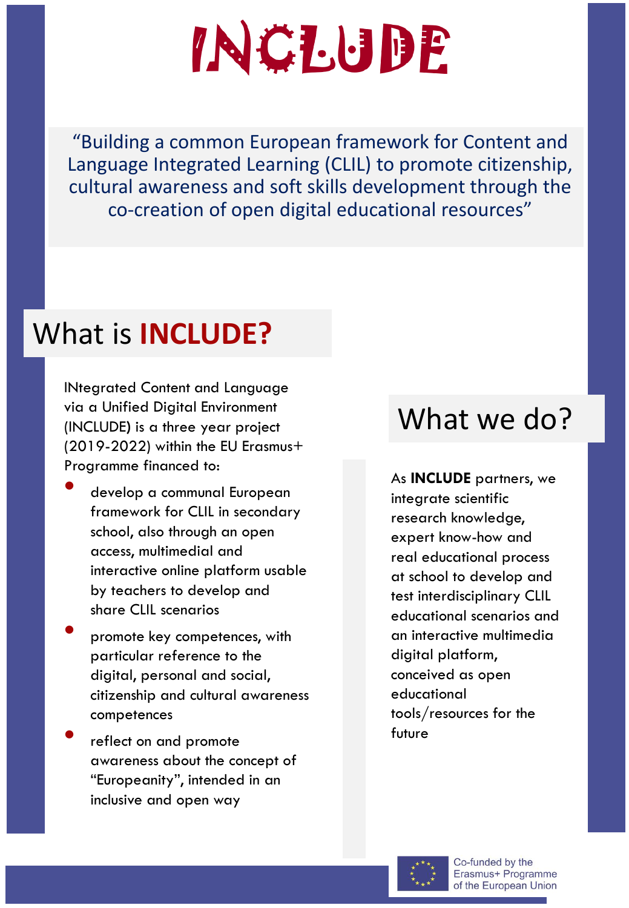# INCLUDE

"Building a common European framework for Content and Language Integrated Learning (CLIL) to promote citizenship, cultural awareness and soft skills development through the co-creation of open digital educational resources"

## What is **INCLUDE?**

INtegrated Content and Language via a Unified Digital Environment (INCLUDE) is a three year project (2019-2022) within the EU Erasmus+ Programme financed to:

- develop a communal European framework for CLIL in secondary school, also through an open access, multimedial and interactive online platform usable by teachers to develop and share CLIL scenarios
- promote key competences, with particular reference to the digital, personal and social, citizenship and cultural awareness competences
- reflect on and promote awareness about the concept of "Europeanity", intended in an inclusive and open way

## What we do?

As **INCLUDE** partners, we integrate scientific research knowledge, expert know-how and real educational process at school to develop and test interdisciplinary CLIL educational scenarios and an interactive multimedia digital platform, conceived as open educational tools/resources for the future

Co-funded by the Erasmus+ Programme of the European Union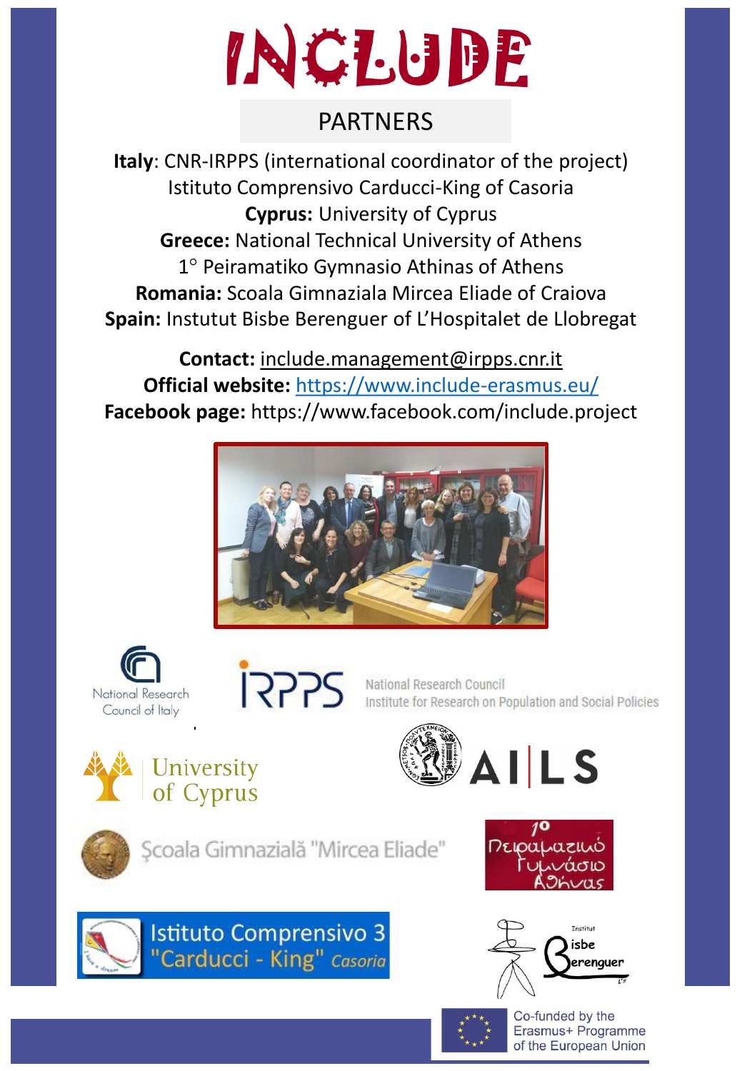# INCLUDE

## PARTNERS

**Italy**: CNR-IRPPS (international coordinator of the project)
Istituto Comprensivo Carducci-King of Casoria
**Cyprus:** University of Cyprus
**Greece:** National Technical University of Athens
1° Peiramatiko Gymnasio Athinas of Athens
**Romania:** Scoala Gimnaziala Mircea Eliade of Craiova
**Spain:** Instutut Bisbe Berenguer of L'Hospitalet de Llobregat

**Contact:** include.management@irpps.cnr.it
**Official website:** https://www.include-erasmus.eu/
**Facebook page:** https://www.facebook.com/include.project

Co-funded by the Erasmus+ Programme of the European Union